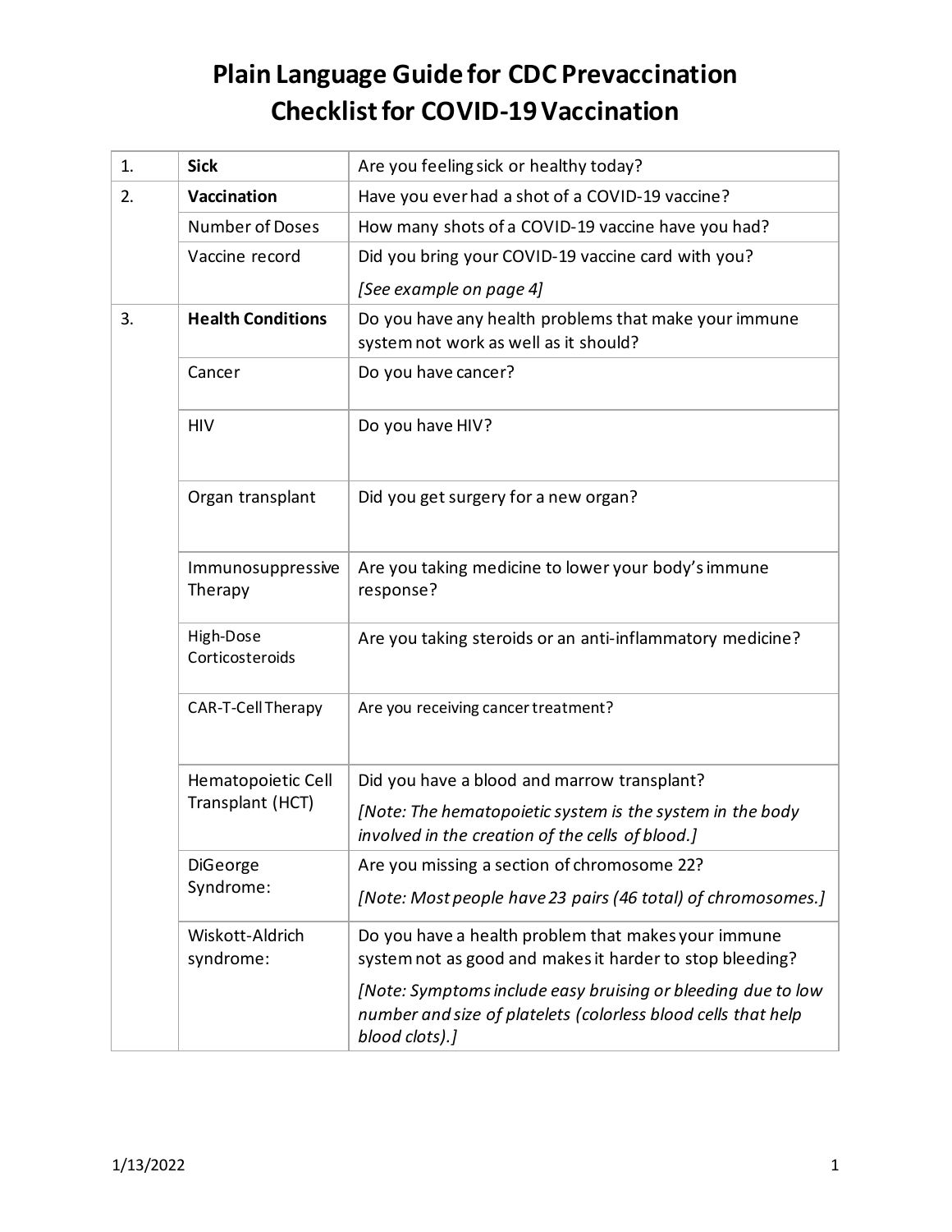# Plain Language Guide for CDC Prevaccination Checklist for COVID-19 Vaccination

| | | |
|---|---|---|
| 1. | **Sick** | Are you feeling sick or healthy today? |
| 2. | **Vaccination** | Have you ever had a shot of a COVID-19 vaccine? |
| | Number of Doses | How many shots of a COVID-19 vaccine have you had? |
| | Vaccine record | Did you bring your COVID-19 vaccine card with you?<br>*[See example on page 4]* |
| 3. | **Health Conditions** | Do you have any health problems that make your immune system not work as well as it should? |
| | Cancer | Do you have cancer? |
| | HIV | Do you have HIV? |
| | Organ transplant | Did you get surgery for a new organ? |
| | Immunosuppressive Therapy | Are you taking medicine to lower your body's immune response? |
| | High-Dose Corticosteroids | Are you taking steroids or an anti-inflammatory medicine? |
| | CAR-T-Cell Therapy | Are you receiving cancer treatment? |
| | Hematopoietic Cell Transplant (HCT) | Did you have a blood and marrow transplant?<br>*[Note: The hematopoietic system is the system in the body involved in the creation of the cells of blood.]* |
| | DiGeorge Syndrome: | Are you missing a section of chromosome 22?<br>*[Note: Most people have 23 pairs (46 total) of chromosomes.]* |
| | Wiskott-Aldrich syndrome: | Do you have a health problem that makes your immune system not as good and makes it harder to stop bleeding?<br>*[Note: Symptoms include easy bruising or bleeding due to low number and size of platelets (colorless blood cells that help blood clots).]* |

1/13/2022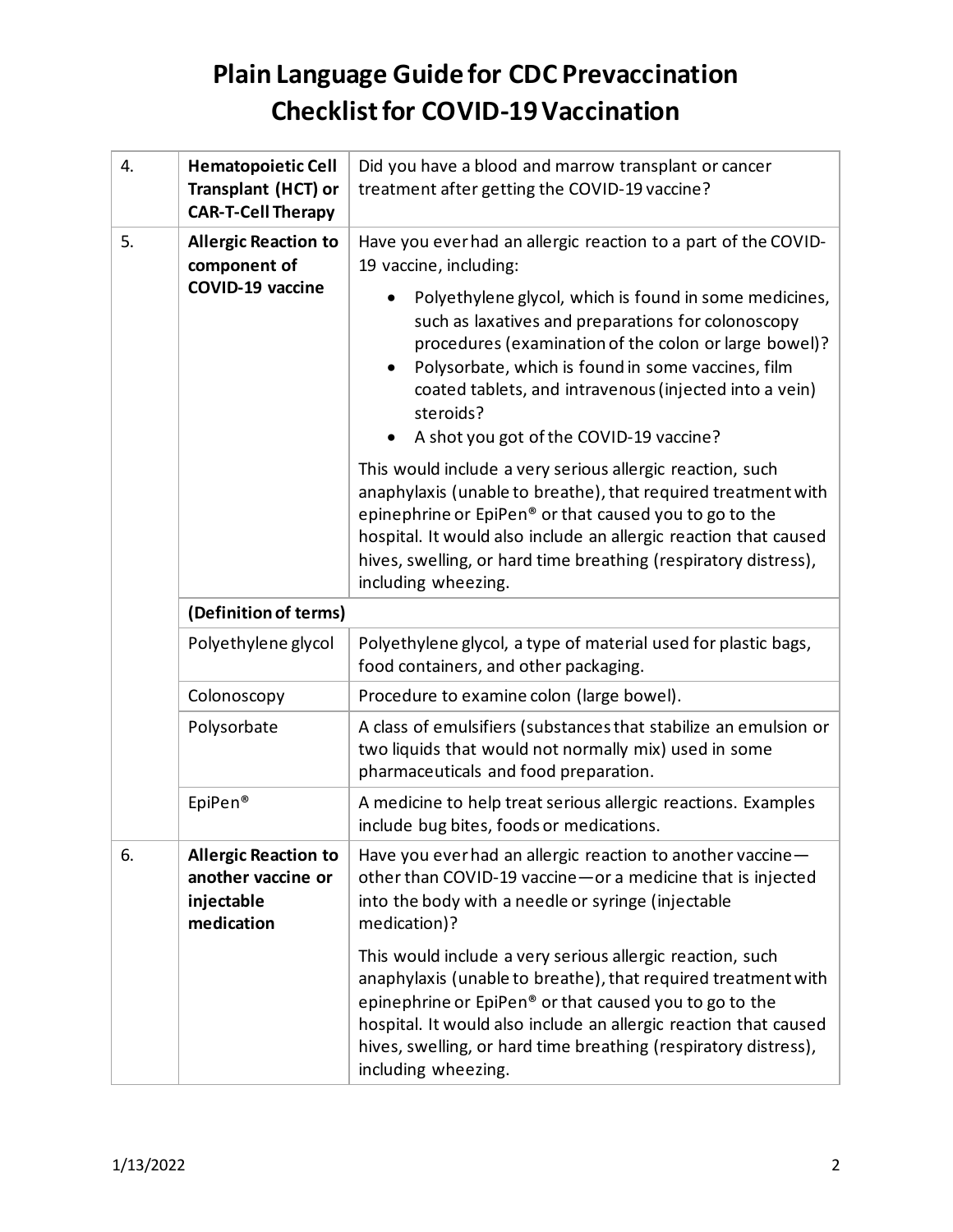# Plain Language Guide for CDC Prevaccination Checklist for COVID-19 Vaccination

| | | |
|---|---|---|
| 4. | **Hematopoietic Cell Transplant (HCT) or CAR-T-Cell Therapy** | Did you have a blood and marrow transplant or cancer treatment after getting the COVID-19 vaccine? |
| 5. | **Allergic Reaction to component of COVID-19 vaccine** | Have you ever had an allergic reaction to a part of the COVID-19 vaccine, including:<br>• Polyethylene glycol, which is found in some medicines, such as laxatives and preparations for colonoscopy procedures (examination of the colon or large bowel)?<br>• Polysorbate, which is found in some vaccines, film coated tablets, and intravenous (injected into a vein) steroids?<br>• A shot you got of the COVID-19 vaccine?<br><br>This would include a very serious allergic reaction, such anaphylaxis (unable to breathe), that required treatment with epinephrine or EpiPen® or that caused you to go to the hospital. It would also include an allergic reaction that caused hives, swelling, or hard time breathing (respiratory distress), including wheezing. |
| | **(Definition of terms)** | |
| | Polyethylene glycol | Polyethylene glycol, a type of material used for plastic bags, food containers, and other packaging. |
| | Colonoscopy | Procedure to examine colon (large bowel). |
| | Polysorbate | A class of emulsifiers (substances that stabilize an emulsion or two liquids that would not normally mix) used in some pharmaceuticals and food preparation. |
| | EpiPen® | A medicine to help treat serious allergic reactions. Examples include bug bites, foods or medications. |
| 6. | **Allergic Reaction to another vaccine or injectable medication** | Have you ever had an allergic reaction to another vaccine—other than COVID-19 vaccine—or a medicine that is injected into the body with a needle or syringe (injectable medication)?<br><br>This would include a very serious allergic reaction, such anaphylaxis (unable to breathe), that required treatment with epinephrine or EpiPen® or that caused you to go to the hospital. It would also include an allergic reaction that caused hives, swelling, or hard time breathing (respiratory distress), including wheezing. |

1/13/2022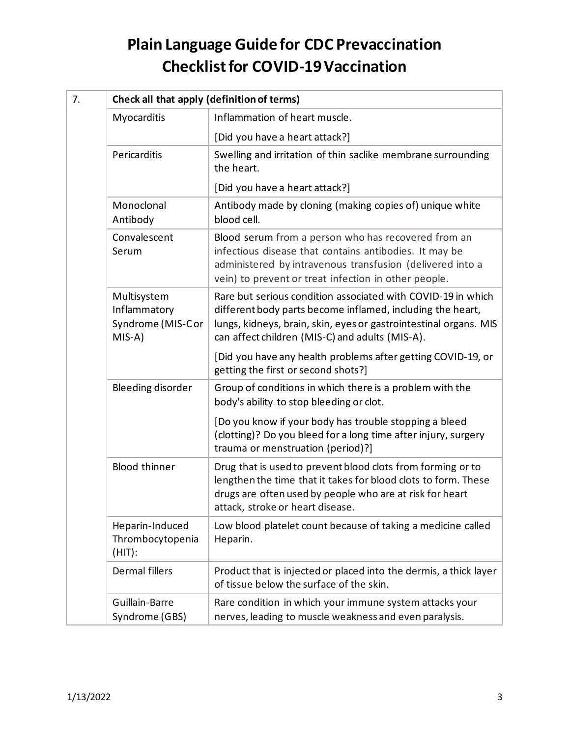# Plain Language Guide for CDC Prevaccination Checklist for COVID-19 Vaccination

| 7. | Check all that apply (definition of terms) | |
|---|---|---|
| | Myocarditis | Inflammation of heart muscle.<br><br>[Did you have a heart attack?] |
| | Pericarditis | Swelling and irritation of thin saclike membrane surrounding the heart.<br><br>[Did you have a heart attack?] |
| | Monoclonal Antibody | Antibody made by cloning (making copies of) unique white blood cell. |
| | Convalescent Serum | Blood serum from a person who has recovered from an infectious disease that contains antibodies. It may be administered by intravenous transfusion (delivered into a vein) to prevent or treat infection in other people. |
| | Multisystem Inflammatory Syndrome (MIS-C or MIS-A) | Rare but serious condition associated with COVID-19 in which different body parts become inflamed, including the heart, lungs, kidneys, brain, skin, eyes or gastrointestinal organs. MIS can affect children (MIS-C) and adults (MIS-A).<br><br>[Did you have any health problems after getting COVID-19, or getting the first or second shots?] |
| | Bleeding disorder | Group of conditions in which there is a problem with the body's ability to stop bleeding or clot.<br><br>[Do you know if your body has trouble stopping a bleed (clotting)? Do you bleed for a long time after injury, surgery trauma or menstruation (period)?] |
| | Blood thinner | Drug that is used to prevent blood clots from forming or to lengthen the time that it takes for blood clots to form. These drugs are often used by people who are at risk for heart attack, stroke or heart disease. |
| | Heparin-Induced Thrombocytopenia (HIT): | Low blood platelet count because of taking a medicine called Heparin. |
| | Dermal fillers | Product that is injected or placed into the dermis, a thick layer of tissue below the surface of the skin. |
| | Guillain-Barre Syndrome (GBS) | Rare condition in which your immune system attacks your nerves, leading to muscle weakness and even paralysis. |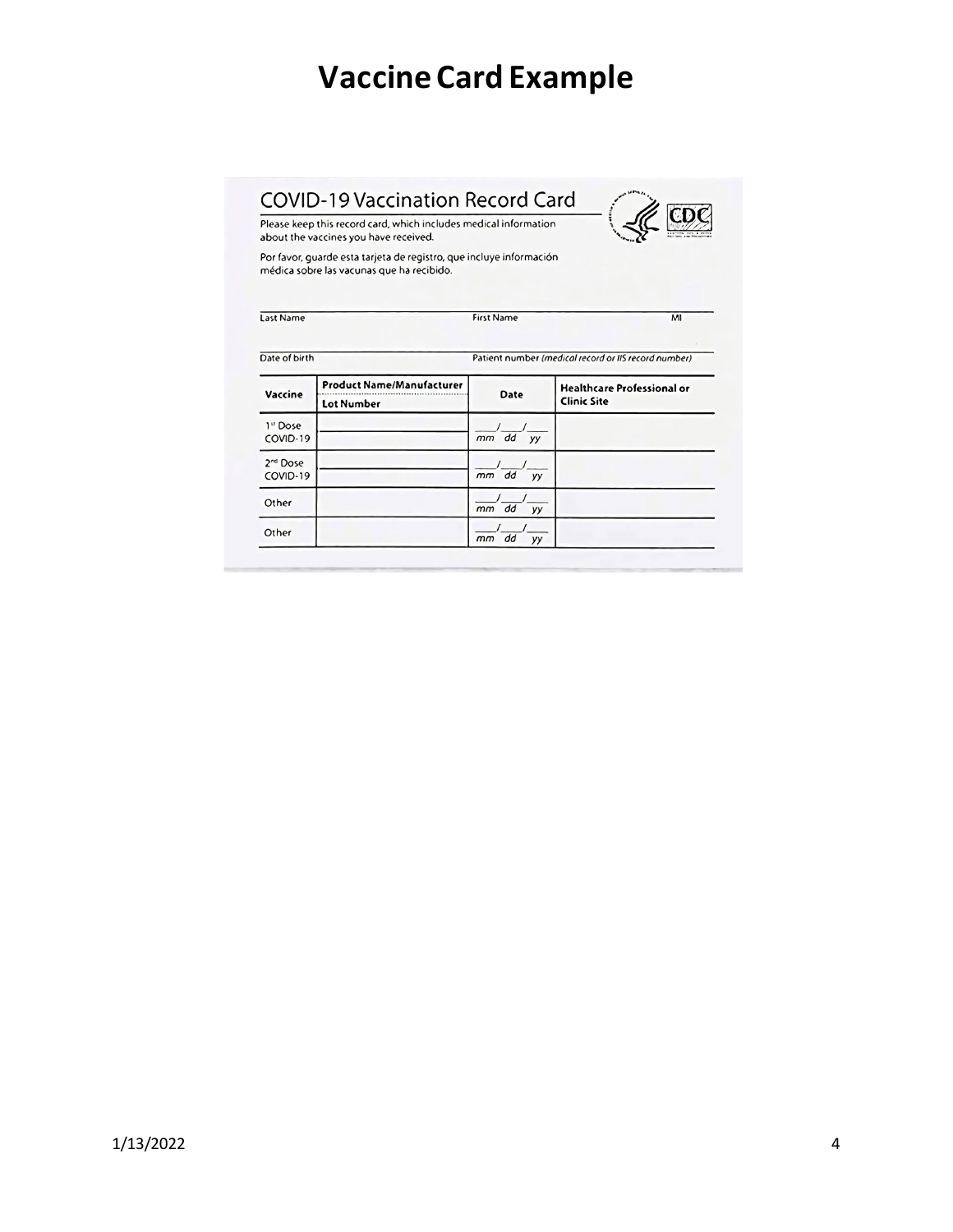# Vaccine Card Example

## COVID-19 Vaccination Record Card

Please keep this record card, which includes medical information about the vaccines you have received.

Por favor, guarde esta tarjeta de registro, que incluye información médica sobre las vacunas que ha recibido.

Last Name | First Name | MI

Date of birth | Patient number *(medical record or IIS record number)*

| Vaccine | Product Name/Manufacturer<br>Lot Number | Date | Healthcare Professional or Clinic Site |
|---|---|---|---|
| 1st Dose COVID-19 | | ___/___/___<br>mm dd yy | |
| 2nd Dose COVID-19 | | ___/___/___<br>mm dd yy | |
| Other | | ___/___/___<br>mm dd yy | |
| Other | | ___/___/___<br>mm dd yy | |

1/13/2022